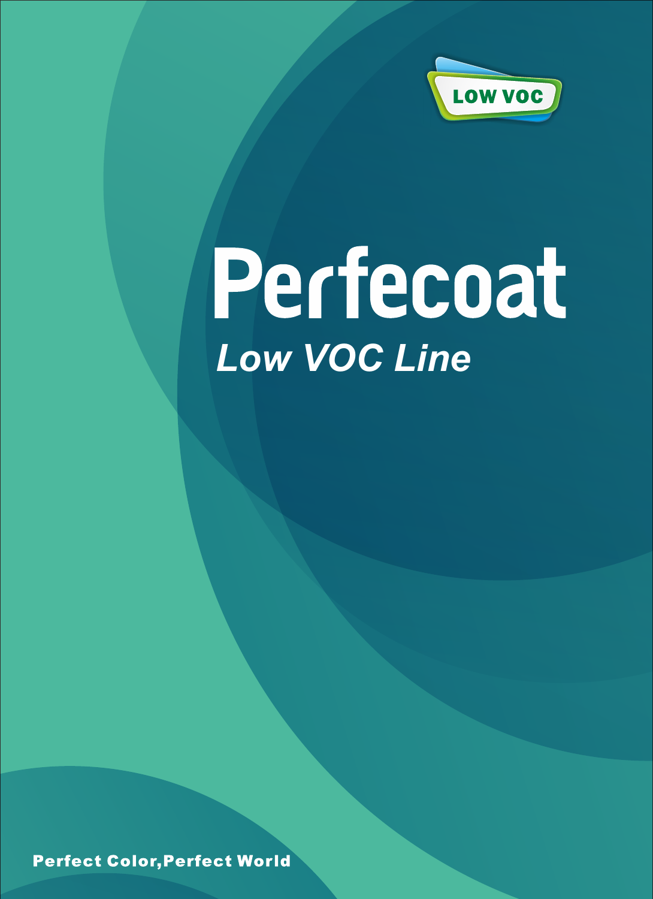LOW VOC

# Perfecoat

## *Low VOC Line*

**Perfect Color,Perfect World**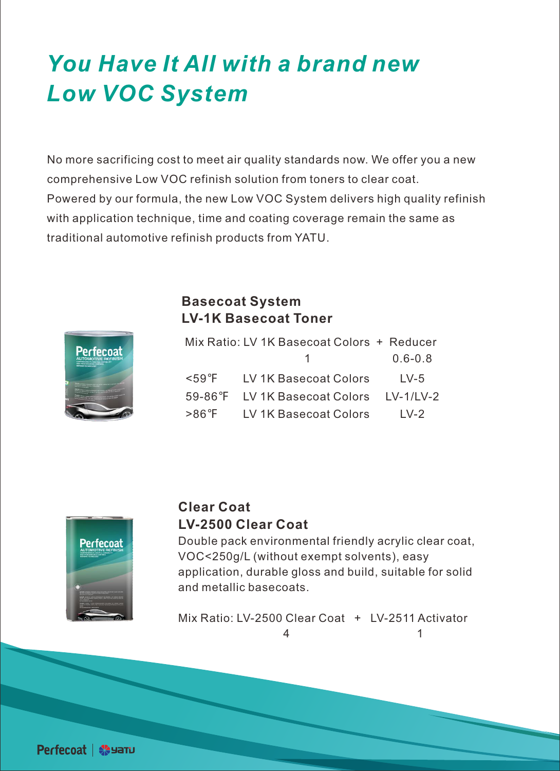# *You Have It All with a brand new Low VOC System*

No more sacrificing cost to meet air quality standards now. We offer you a new comprehensive Low VOC refinish solution from toners to clear coat.
Powered by our formula, the new Low VOC System delivers high quality refinish with application technique, time and coating coverage remain the same as traditional automotive refinish products from YATU.

## Basecoat System
## LV-1K Basecoat Toner

Mix Ratio: LV 1K Basecoat Colors + Reducer

| | LV 1K Basecoat Colors | Reducer |
|---|---|---|
| Mix Ratio | 1 | 0.6-0.8 |
| <59℉ | LV 1K Basecoat Colors | LV-5 |
| 59-86℉ | LV 1K Basecoat Colors | LV-1/LV-2 |
| >86℉ | LV 1K Basecoat Colors | LV-2 |

## Clear Coat
## LV-2500 Clear Coat

Double pack environmental friendly acrylic clear coat, VOC<250g/L (without exempt solvents), easy application, durable gloss and build, suitable for solid and metallic basecoats.

Mix Ratio: LV-2500 Clear Coat + LV-2511 Activator

| LV-2500 Clear Coat | LV-2511 Activator |
|---|---|
| 4 | 1 |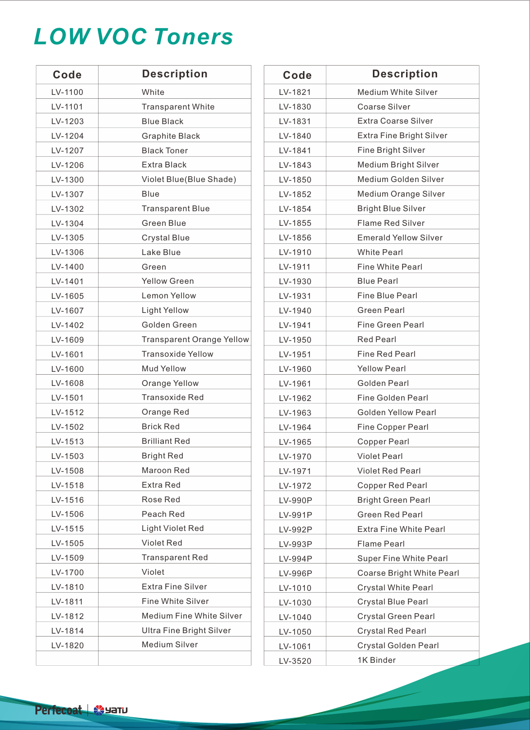# LOW VOC Toners

| Code | Description |
|---|---|
| LV-1100 | White |
| LV-1101 | Transparent White |
| LV-1203 | Blue Black |
| LV-1204 | Graphite Black |
| LV-1207 | Black Toner |
| LV-1206 | Extra Black |
| LV-1300 | Violet Blue(Blue Shade) |
| LV-1307 | Blue |
| LV-1302 | Transparent Blue |
| LV-1304 | Green Blue |
| LV-1305 | Crystal Blue |
| LV-1306 | Lake Blue |
| LV-1400 | Green |
| LV-1401 | Yellow Green |
| LV-1605 | Lemon Yellow |
| LV-1607 | Light Yellow |
| LV-1402 | Golden Green |
| LV-1609 | Transparent Orange Yellow |
| LV-1601 | Transoxide Yellow |
| LV-1600 | Mud Yellow |
| LV-1608 | Orange Yellow |
| LV-1501 | Transoxide Red |
| LV-1512 | Orange Red |
| LV-1502 | Brick Red |
| LV-1513 | Brilliant Red |
| LV-1503 | Bright Red |
| LV-1508 | Maroon Red |
| LV-1518 | Extra Red |
| LV-1516 | Rose Red |
| LV-1506 | Peach Red |
| LV-1515 | Light Violet Red |
| LV-1505 | Violet Red |
| LV-1509 | Transparent Red |
| LV-1700 | Violet |
| LV-1810 | Extra Fine Silver |
| LV-1811 | Fine White Silver |
| LV-1812 | Medium Fine White Silver |
| LV-1814 | Ultra Fine Bright Silver |
| LV-1820 | Medium Silver |

| Code | Description |
|---|---|
| LV-1821 | Medium White Silver |
| LV-1830 | Coarse Silver |
| LV-1831 | Extra Coarse Silver |
| LV-1840 | Extra Fine Bright Silver |
| LV-1841 | Fine Bright Silver |
| LV-1843 | Medium Bright Silver |
| LV-1850 | Medium Golden Silver |
| LV-1852 | Medium Orange Silver |
| LV-1854 | Bright Blue Silver |
| LV-1855 | Flame Red Silver |
| LV-1856 | Emerald Yellow Silver |
| LV-1910 | White Pearl |
| LV-1911 | Fine White Pearl |
| LV-1930 | Blue Pearl |
| LV-1931 | Fine Blue Pearl |
| LV-1940 | Green Pearl |
| LV-1941 | Fine Green Pearl |
| LV-1950 | Red Pearl |
| LV-1951 | Fine Red Pearl |
| LV-1960 | Yellow Pearl |
| LV-1961 | Golden Pearl |
| LV-1962 | Fine Golden Pearl |
| LV-1963 | Golden Yellow Pearl |
| LV-1964 | Fine Copper Pearl |
| LV-1965 | Copper Pearl |
| LV-1970 | Violet Pearl |
| LV-1971 | Violet Red Pearl |
| LV-1972 | Copper Red Pearl |
| LV-990P | Bright Green Pearl |
| LV-991P | Green Red Pearl |
| LV-992P | Extra Fine White Pearl |
| LV-993P | Flame Pearl |
| LV-994P | Super Fine White Pearl |
| LV-996P | Coarse Bright White Pearl |
| LV-1010 | Crystal White Pearl |
| LV-1030 | Crystal Blue Pearl |
| LV-1040 | Crystal Green Pearl |
| LV-1050 | Crystal Red Pearl |
| LV-1061 | Crystal Golden Pearl |
| LV-3520 | 1K Binder |

Perfecoat | YATU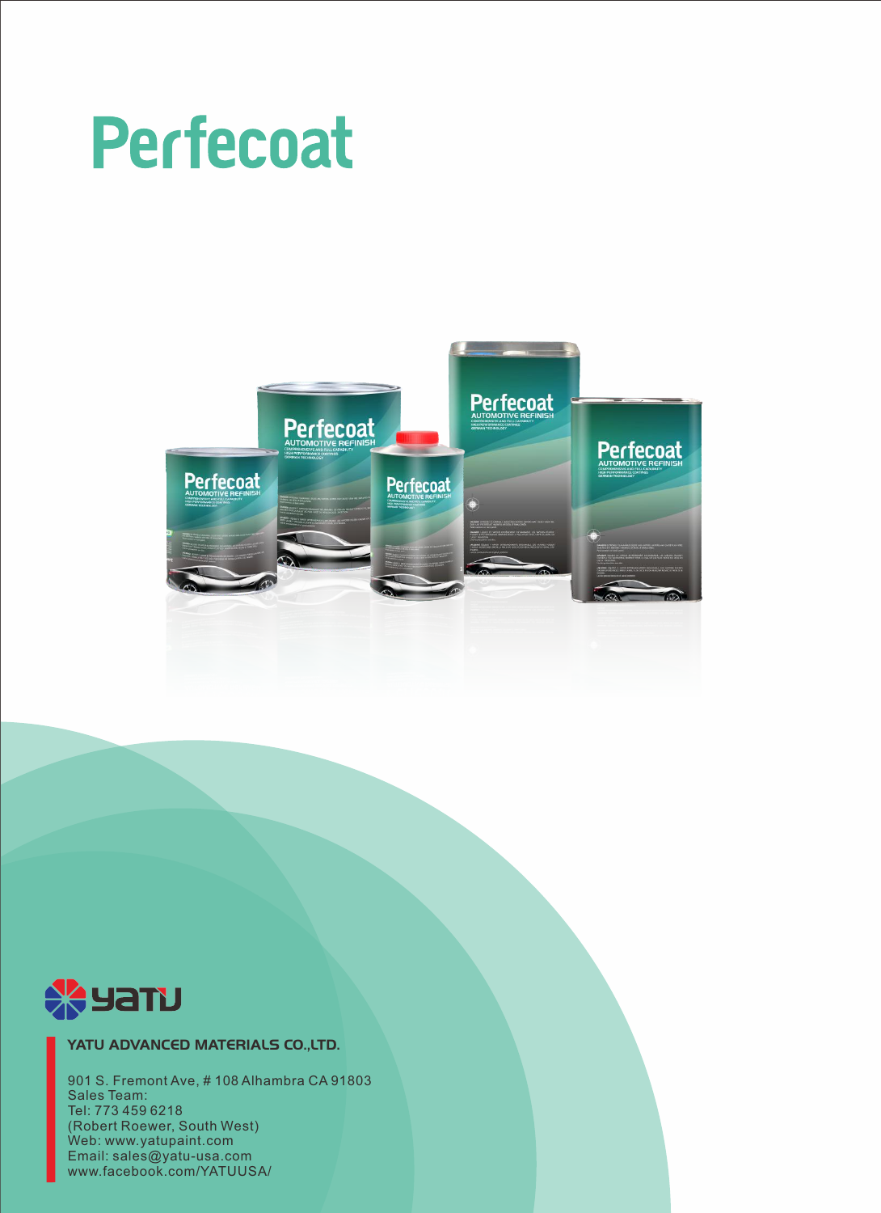# Perfecoat

yatu

**YATU ADVANCED MATERIALS CO.,LTD.**

901 S. Fremont Ave, # 108 Alhambra CA 91803
Sales Team:
Tel: 773 459 6218
(Robert Roewer, South West)
Web: www.yatupaint.com
Email: sales@yatu-usa.com
www.facebook.com/YATUUSA/